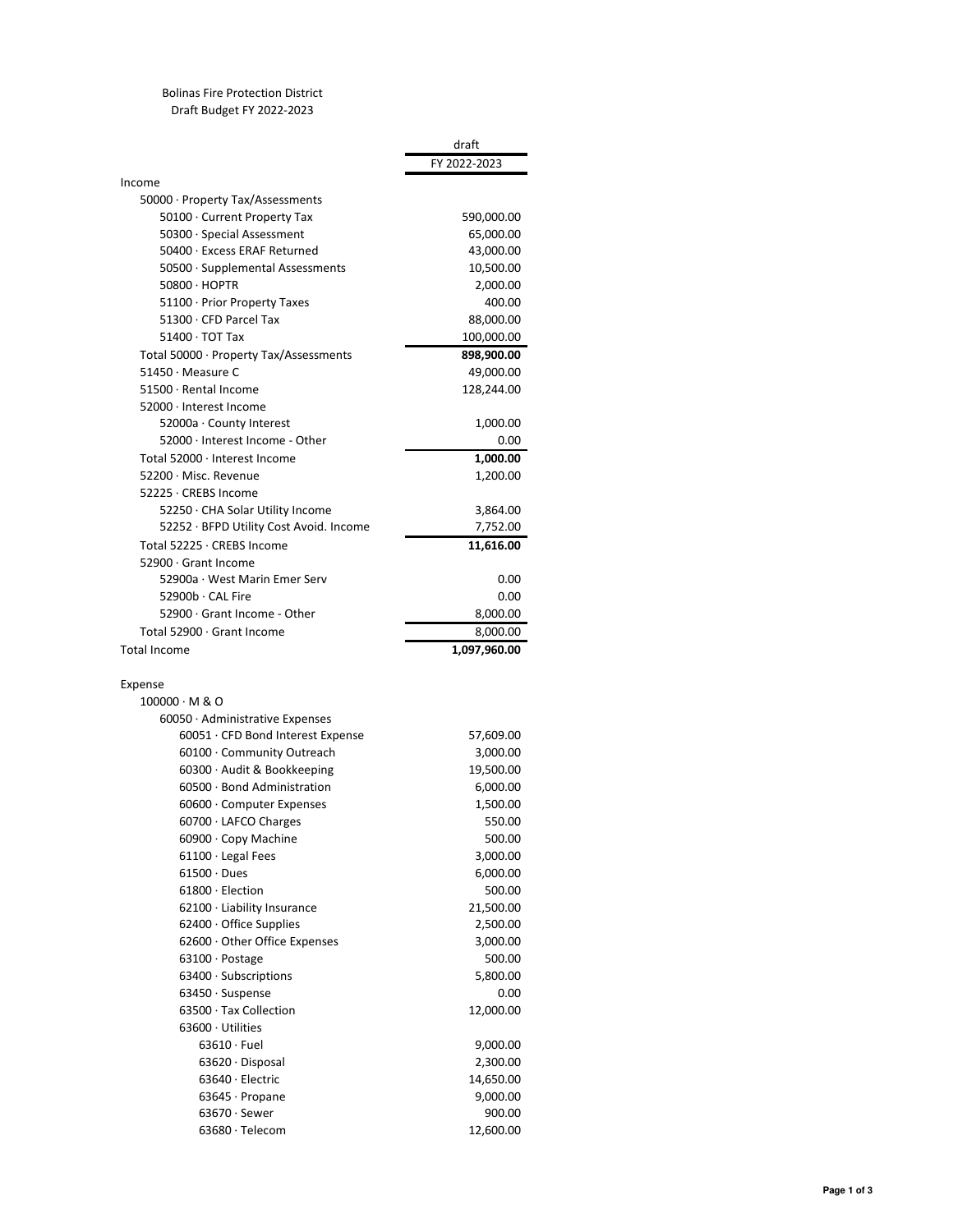Bolinas Fire Protection District
Draft Budget FY 2022-2023

| | draft FY 2022-2023 |
|---|---|
| Income | |
| 50000 · Property Tax/Assessments | |
| 50100 · Current Property Tax | 590,000.00 |
| 50300 · Special Assessment | 65,000.00 |
| 50400 · Excess ERAF Returned | 43,000.00 |
| 50500 · Supplemental Assessments | 10,500.00 |
| 50800 · HOPTR | 2,000.00 |
| 51100 · Prior Property Taxes | 400.00 |
| 51300 · CFD Parcel Tax | 88,000.00 |
| 51400 · TOT Tax | 100,000.00 |
| Total 50000 · Property Tax/Assessments | **898,900.00** |
| 51450 · Measure C | 49,000.00 |
| 51500 · Rental Income | 128,244.00 |
| 52000 · Interest Income | |
| 52000a · County Interest | 1,000.00 |
| 52000 · Interest Income - Other | 0.00 |
| Total 52000 · Interest Income | **1,000.00** |
| 52200 · Misc. Revenue | 1,200.00 |
| 52225 · CREBS Income | |
| 52250 · CHA Solar Utility Income | 3,864.00 |
| 52252 · BFPD Utility Cost Avoid. Income | 7,752.00 |
| Total 52225 · CREBS Income | **11,616.00** |
| 52900 · Grant Income | |
| 52900a · West Marin Emer Serv | 0.00 |
| 52900b · CAL Fire | 0.00 |
| 52900 · Grant Income - Other | 8,000.00 |
| Total 52900 · Grant Income | 8,000.00 |
| Total Income | **1,097,960.00** |
| | |
| Expense | |
| 100000 · M & O | |
| 60050 · Administrative Expenses | |
| 60051 · CFD Bond Interest Expense | 57,609.00 |
| 60100 · Community Outreach | 3,000.00 |
| 60300 · Audit & Bookkeeping | 19,500.00 |
| 60500 · Bond Administration | 6,000.00 |
| 60600 · Computer Expenses | 1,500.00 |
| 60700 · LAFCO Charges | 550.00 |
| 60900 · Copy Machine | 500.00 |
| 61100 · Legal Fees | 3,000.00 |
| 61500 · Dues | 6,000.00 |
| 61800 · Election | 500.00 |
| 62100 · Liability Insurance | 21,500.00 |
| 62400 · Office Supplies | 2,500.00 |
| 62600 · Other Office Expenses | 3,000.00 |
| 63100 · Postage | 500.00 |
| 63400 · Subscriptions | 5,800.00 |
| 63450 · Suspense | 0.00 |
| 63500 · Tax Collection | 12,000.00 |
| 63600 · Utilities | |
| 63610 · Fuel | 9,000.00 |
| 63620 · Disposal | 2,300.00 |
| 63640 · Electric | 14,650.00 |
| 63645 · Propane | 9,000.00 |
| 63670 · Sewer | 900.00 |
| 63680 · Telecom | 12,600.00 |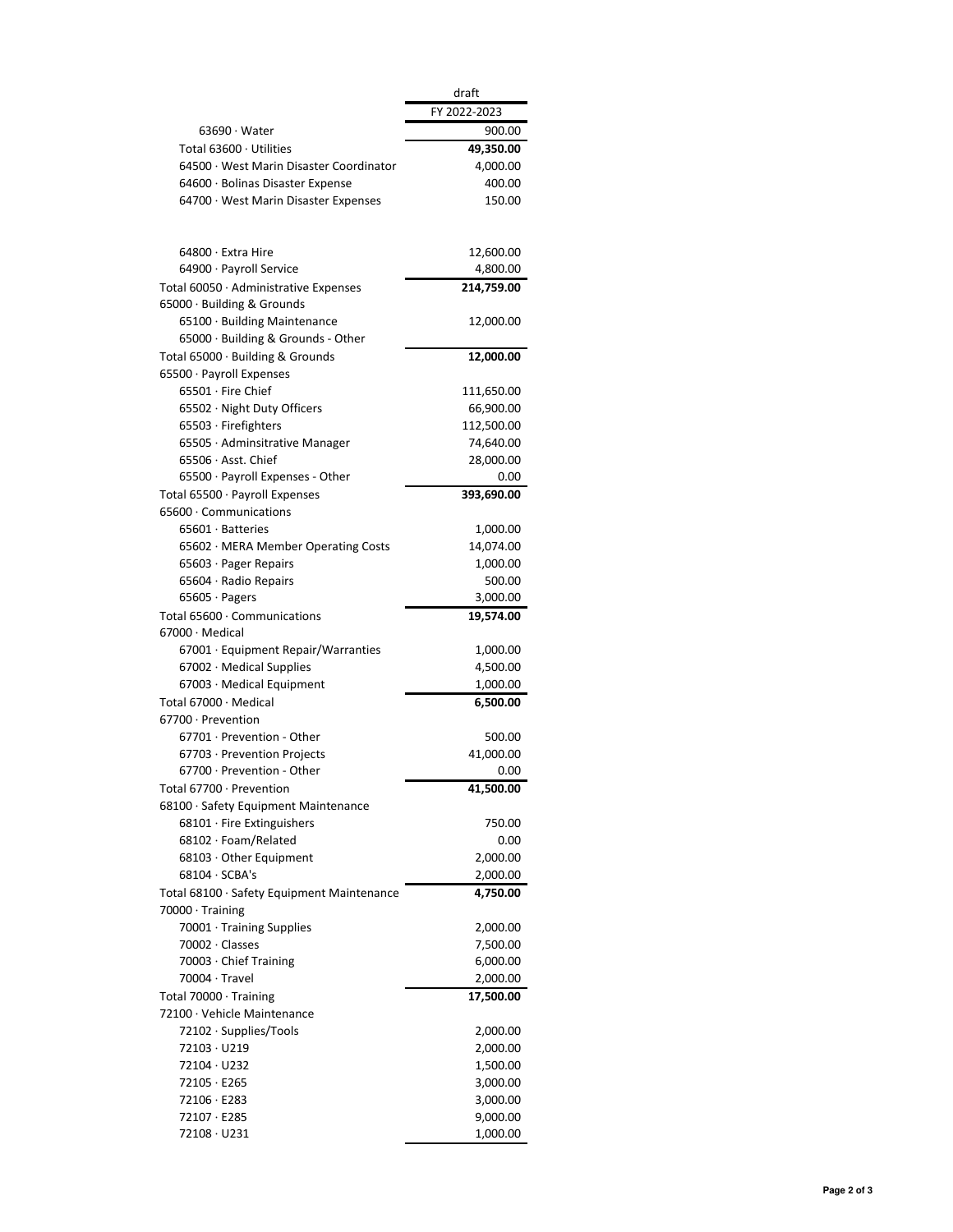| | draft |
|---|---|
| | FY 2022-2023 |
| 63690 · Water | 900.00 |
| Total 63600 · Utilities | **49,350.00** |
| 64500 · West Marin Disaster Coordinator | 4,000.00 |
| 64600 · Bolinas Disaster Expense | 400.00 |
| 64700 · West Marin Disaster Expenses | 150.00 |
| 64800 · Extra Hire | 12,600.00 |
| 64900 · Payroll Service | 4,800.00 |
| Total 60050 · Administrative Expenses | **214,759.00** |
| 65000 · Building & Grounds | |
| 65100 · Building Maintenance | 12,000.00 |
| 65000 · Building & Grounds - Other | |
| Total 65000 · Building & Grounds | **12,000.00** |
| 65500 · Payroll Expenses | |
| 65501 · Fire Chief | 111,650.00 |
| 65502 · Night Duty Officers | 66,900.00 |
| 65503 · Firefighters | 112,500.00 |
| 65505 · Adminsitrative Manager | 74,640.00 |
| 65506 · Asst. Chief | 28,000.00 |
| 65500 · Payroll Expenses - Other | 0.00 |
| Total 65500 · Payroll Expenses | **393,690.00** |
| 65600 · Communications | |
| 65601 · Batteries | 1,000.00 |
| 65602 · MERA Member Operating Costs | 14,074.00 |
| 65603 · Pager Repairs | 1,000.00 |
| 65604 · Radio Repairs | 500.00 |
| 65605 · Pagers | 3,000.00 |
| Total 65600 · Communications | **19,574.00** |
| 67000 · Medical | |
| 67001 · Equipment Repair/Warranties | 1,000.00 |
| 67002 · Medical Supplies | 4,500.00 |
| 67003 · Medical Equipment | 1,000.00 |
| Total 67000 · Medical | **6,500.00** |
| 67700 · Prevention | |
| 67701 · Prevention - Other | 500.00 |
| 67703 · Prevention Projects | 41,000.00 |
| 67700 · Prevention - Other | 0.00 |
| Total 67700 · Prevention | **41,500.00** |
| 68100 · Safety Equipment Maintenance | |
| 68101 · Fire Extinguishers | 750.00 |
| 68102 · Foam/Related | 0.00 |
| 68103 · Other Equipment | 2,000.00 |
| 68104 · SCBA's | 2,000.00 |
| Total 68100 · Safety Equipment Maintenance | **4,750.00** |
| 70000 · Training | |
| 70001 · Training Supplies | 2,000.00 |
| 70002 · Classes | 7,500.00 |
| 70003 · Chief Training | 6,000.00 |
| 70004 · Travel | 2,000.00 |
| Total 70000 · Training | **17,500.00** |
| 72100 · Vehicle Maintenance | |
| 72102 · Supplies/Tools | 2,000.00 |
| 72103 · U219 | 2,000.00 |
| 72104 · U232 | 1,500.00 |
| 72105 · E265 | 3,000.00 |
| 72106 · E283 | 3,000.00 |
| 72107 · E285 | 9,000.00 |
| 72108 · U231 | 1,000.00 |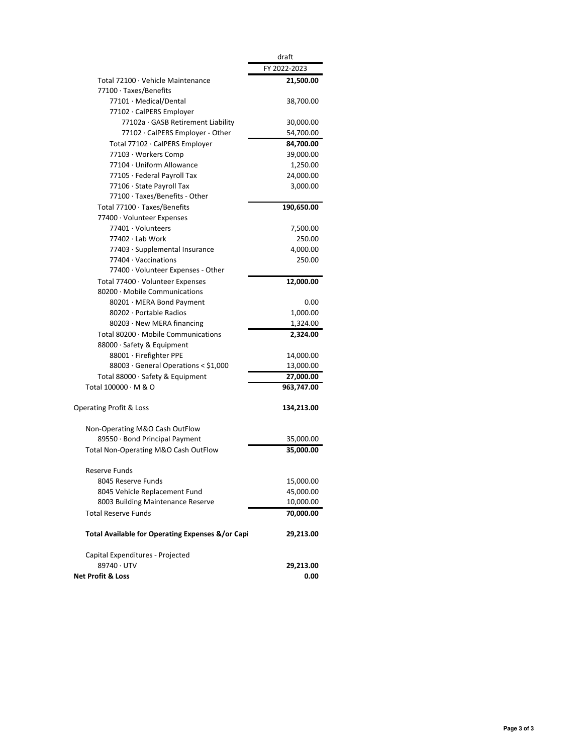| | draft |
|---|---|
| | FY 2022-2023 |
| Total 72100 · Vehicle Maintenance | **21,500.00** |
| 77100 · Taxes/Benefits | |
| 77101 · Medical/Dental | 38,700.00 |
| 77102 · CalPERS Employer | |
| 77102a · GASB Retirement Liability | 30,000.00 |
| 77102 · CalPERS Employer - Other | 54,700.00 |
| Total 77102 · CalPERS Employer | **84,700.00** |
| 77103 · Workers Comp | 39,000.00 |
| 77104 · Uniform Allowance | 1,250.00 |
| 77105 · Federal Payroll Tax | 24,000.00 |
| 77106 · State Payroll Tax | 3,000.00 |
| 77100 · Taxes/Benefits - Other | |
| Total 77100 · Taxes/Benefits | **190,650.00** |
| 77400 · Volunteer Expenses | |
| 77401 · Volunteers | 7,500.00 |
| 77402 · Lab Work | 250.00 |
| 77403 · Supplemental Insurance | 4,000.00 |
| 77404 · Vaccinations | 250.00 |
| 77400 · Volunteer Expenses - Other | |
| Total 77400 · Volunteer Expenses | **12,000.00** |
| 80200 · Mobile Communications | |
| 80201 · MERA Bond Payment | 0.00 |
| 80202 · Portable Radios | 1,000.00 |
| 80203 · New MERA financing | 1,324.00 |
| Total 80200 · Mobile Communications | **2,324.00** |
| 88000 · Safety & Equipment | |
| 88001 · Firefighter PPE | 14,000.00 |
| 88003 · General Operations < $1,000 | 13,000.00 |
| Total 88000 · Safety & Equipment | **27,000.00** |
| Total 100000 · M & O | **963,747.00** |
| Operating Profit & Loss | **134,213.00** |
| Non-Operating M&O Cash OutFlow | |
| 89550 · Bond Principal Payment | 35,000.00 |
| Total Non-Operating M&O Cash OutFlow | **35,000.00** |
| Reserve Funds | |
| 8045 Reserve Funds | 15,000.00 |
| 8045 Vehicle Replacement Fund | 45,000.00 |
| 8003 Building Maintenance Reserve | 10,000.00 |
| Total Reserve Funds | **70,000.00** |
| **Total Available for Operating Expenses &/or Capi** | **29,213.00** |
| Capital Expenditures - Projected | |
| 89740 · UTV | **29,213.00** |
| **Net Profit & Loss** | **0.00** |